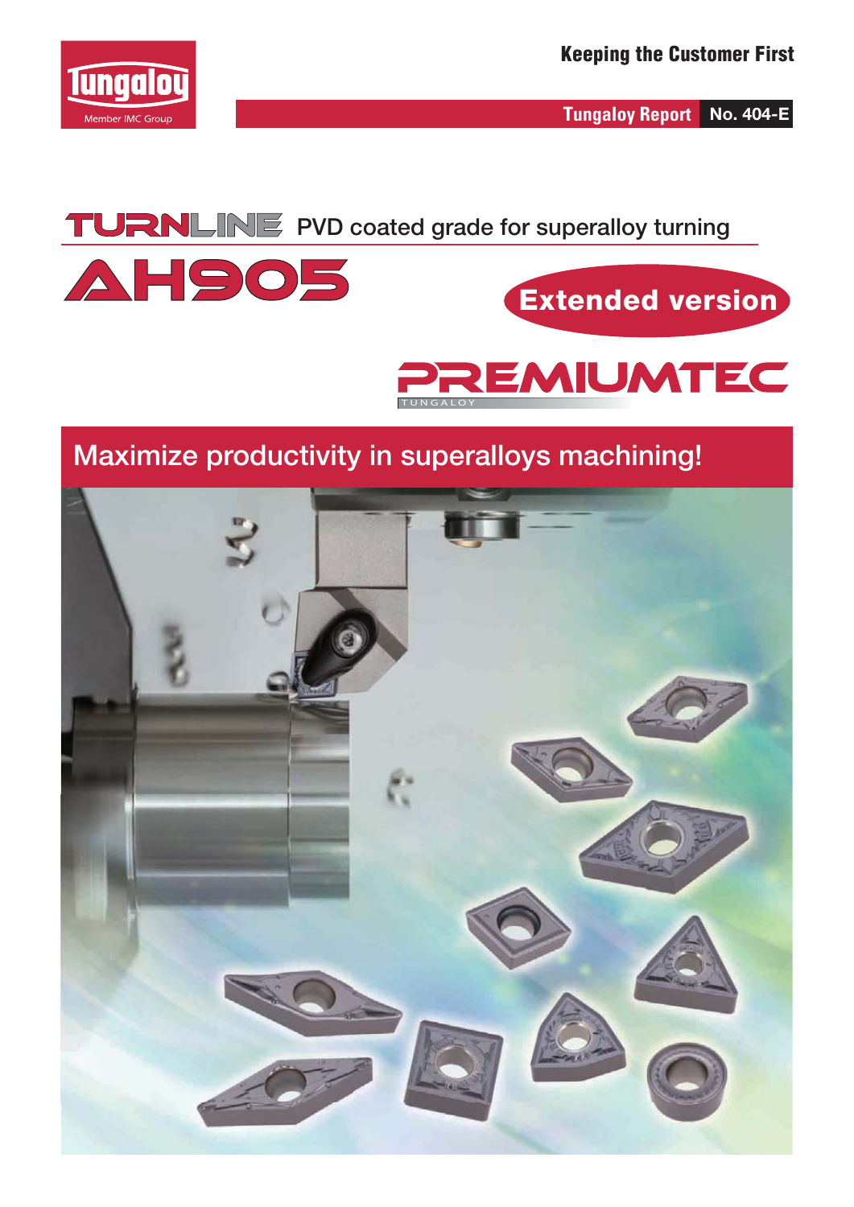Tungaloy

Member IMC Group

Keeping the Customer First

Tungaloy Report **No. 404-E**

# TURNLINE PVD coated grade for superalloy turning

# AH905

**Extended version**

PREMIUMTEC

TUNGALOY

## Maximize productivity in superalloys machining!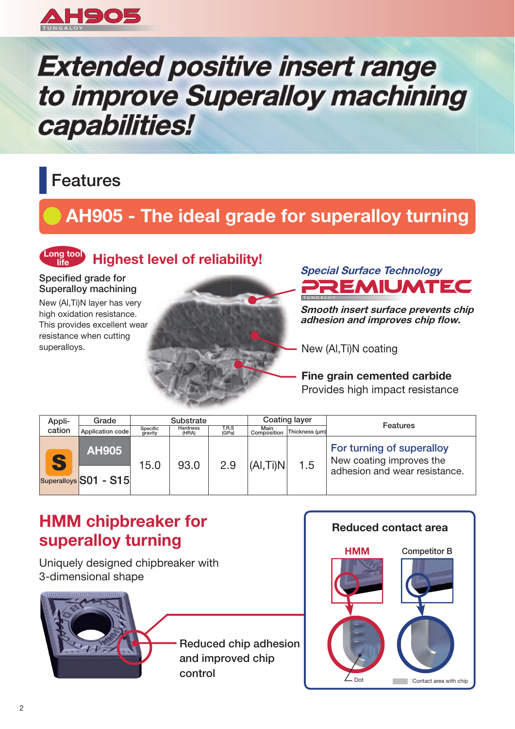AH905

TUNGALOY

# Extended positive insert range to improve Superalloy machining capabilities!

## Features

### AH905 - The ideal grade for superalloy turning

Long tool life

**Highest level of reliability!**

Specified grade for Superalloy machining

New (Al,Ti)N layer has very high oxidation resistance. This provides excellent wear resistance when cutting superalloys.

*Special Surface Technology*

PREMIUMTEC

TUNGALOY

***Smooth insert surface prevents chip adhesion and improves chip flow.***

New (Al,Ti)N coating

**Fine grain cemented carbide**

Provides high impact resistance

| Appli-cation | Grade | Substrate | | | Coating layer | | Features |
|---|---|---|---|---|---|---|---|
| | Application code | Specific gravity | Hardness (HRA) | T.R.S (GPa) | Main Composition | Thickness (μm) | |
| S Superalloys | AH905 S01 - S15 | 15.0 | 93.0 | 2.9 | (Al,Ti)N | 1.5 | **For turning of superalloy** New coating improves the adhesion and wear resistance. |

## HMM chipbreaker for superalloy turning

Uniquely designed chipbreaker with 3-dimensional shape

Reduced chip adhesion and improved chip control

**Reduced contact area**

HMM

Competitor B

Dot

: Contact area with chip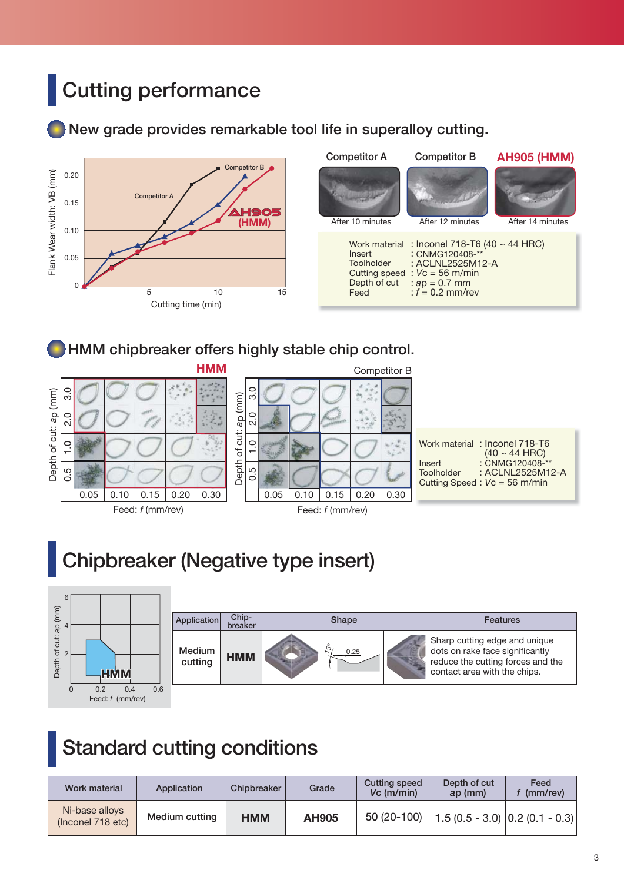# Cutting performance

## New grade provides remarkable tool life in superalloy cutting.

Flank Wear width: VB (mm)

Cutting time (min)

Competitor A — After 10 minutes

Competitor B — After 12 minutes

AH905 (HMM) — After 14 minutes

Work material : Inconel 718-T6 (40 ~ 44 HRC)
Insert : CNMG120408-**
Toolholder : ACLNL2525M12-A
Cutting speed : $Vc$ = 56 m/min
Depth of cut : $ap$ = 0.7 mm
Feed : $f$ = 0.2 mm/rev

## HMM chipbreaker offers highly stable chip control.

HMM — Depth of cut: $ap$ (mm) 3.0, 2.0, 1.0, 0.5 — Feed: $f$ (mm/rev) 0.05, 0.10, 0.15, 0.20, 0.30

Competitor B — Depth of cut: $ap$ (mm) 3.0, 2.0, 1.0, 0.5 — Feed: $f$ (mm/rev) 0.05, 0.10, 0.15, 0.20, 0.30

Work material : Inconel 718-T6 (40 ~ 44 HRC)
Insert : CNMG120408-**
Toolholder : ACLNL2525M12-A
Cutting Speed : $Vc$ = 56 m/min

# Chipbreaker (Negative type insert)

Depth of cut: ap (mm) / Feed: $f$ (mm/rev) — HMM

| Application | Chip-breaker | Shape | Features |
|---|---|---|---|
| Medium cutting | HMM | 15°, 0.25 | Sharp cutting edge and unique dots on rake face significantly reduce the cutting forces and the contact area with the chips. |

# Standard cutting conditions

| Work material | Application | Chipbreaker | Grade | Cutting speed $Vc$ (m/min) | Depth of cut ap (mm) | Feed $f$ (mm/rev) |
|---|---|---|---|---|---|---|
| Ni-base alloys (Inconel 718 etc) | Medium cutting | **HMM** | **AH905** | **50** (20-100) | **1.5** (0.5 - 3.0) | **0.2** (0.1 - 0.3) |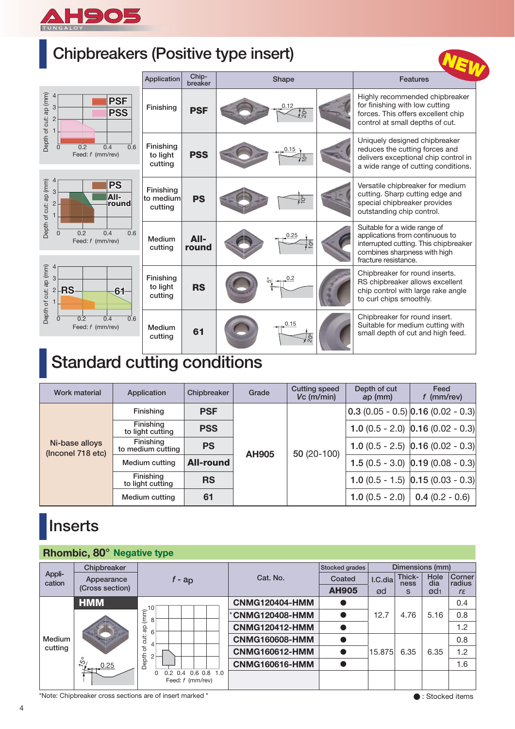## Chipbreakers (Positive type insert)

NEW

| Application | Chip-breaker | Features |
|---|---|---|
| Finishing | PSF | Highly recommended chipbreaker for finishing with low cutting forces. This offers excellent chip control at small depths of cut. |
| Finishing to light cutting | PSS | Uniquely designed chipbreaker reduces the cutting forces and delivers exceptional chip control in a wide range of cutting conditions. |
| Finishing to medium cutting | PS | Versatile chipbreaker for medium cutting. Sharp cutting edge and special chipbreaker provides outstanding chip control. |
| Medium cutting | All-round | Suitable for a wide range of applications from continuous to interrupted cutting. This chipbreaker combines sharpness with high fracture resistance. |
| Finishing to light cutting | RS | Chipbreaker for round inserts. RS chipbreaker allows excellent chip control with large rake angle to curl chips smoothly. |
| Medium cutting | 61 | Chipbreaker for round insert. Suitable for medium cutting with small depth of cut and high feed. |

## Standard cutting conditions

| Work material | Application | Chipbreaker | Grade | Cutting speed Vc (m/min) | Depth of cut ap (mm) | Feed f (mm/rev) |
|---|---|---|---|---|---|---|
| Ni-base alloys (Inconel 718 etc) | Finishing | PSF | AH905 | 50 (20-100) | **0.3** (0.05 - 0.5) | **0.16** (0.02 - 0.3) |
| | Finishing to light cutting | PSS | | | **1.0** (0.5 - 2.0) | **0.16** (0.02 - 0.3) |
| | Finishing to medium cutting | PS | | | **1.0** (0.5 - 2.5) | **0.16** (0.02 - 0.3) |
| | Medium cutting | All-round | | | **1.5** (0.5 - 3.0) | **0.19** (0.08 - 0.3) |
| | Finishing to light cutting | RS | | | **1.0** (0.5 - 1.5) | **0.15** (0.03 - 0.3) |
| | Medium cutting | 61 | | | **1.0** (0.5 - 2.0) | **0.4** (0.2 - 0.6) |

## Inserts

### Rhombic, 80° Negative type

| Application | Chipbreaker | Cat. No. | Stocked grades Coated AH905 | I.C.dia ød | Thickness s | Hole dia ød1 | Corner radius rε |
|---|---|---|---|---|---|---|---|
| Medium cutting | HMM | CNMG120404-HMM | ● | 12.7 | 4.76 | 5.16 | 0.4 |
| | | *CNMG120408-HMM | ● | 12.7 | 4.76 | 5.16 | 0.8 |
| | | CNMG120412-HMM | ● | 12.7 | 4.76 | 5.16 | 1.2 |
| | | CNMG160608-HMM | ● | 15.875 | 6.35 | 6.35 | 0.8 |
| | | CNMG160612-HMM | ● | 15.875 | 6.35 | 6.35 | 1.2 |
| | | CNMG160616-HMM | ● | 15.875 | 6.35 | 6.35 | 1.6 |

*Note: Chipbreaker cross sections are of insert marked *

● : Stocked items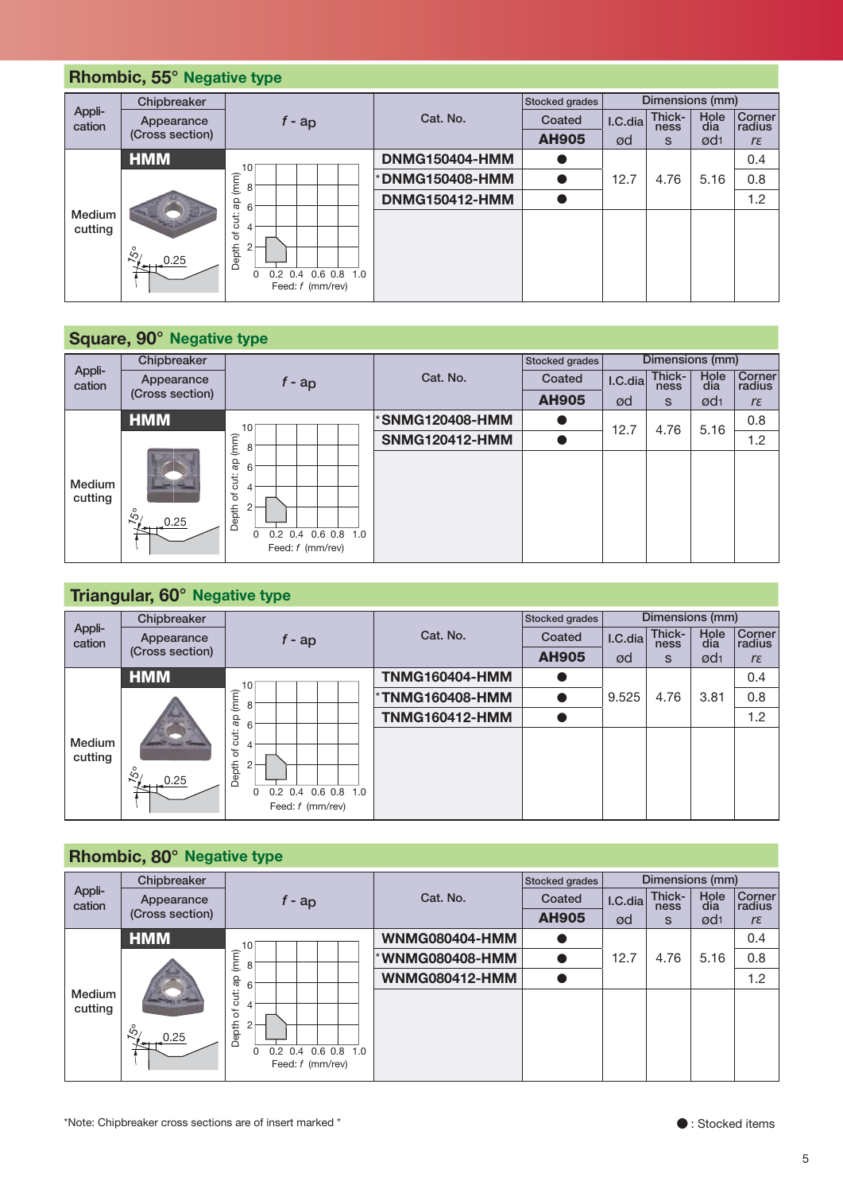## Rhombic, 55° Negative type

| Application | Chipbreaker Appearance (Cross section) | f - ap | Cat. No. | Stocked grades Coated AH905 | I.C.dia ød | Thickness s | Hole dia ød1 | Corner radius rε |
|---|---|---|---|---|---|---|---|---|
| Medium cutting | HMM | | DNMG150404-HMM | ● | 12.7 | 4.76 | 5.16 | 0.4 |
| | | | *DNMG150408-HMM | ● | | | | 0.8 |
| | | | DNMG150412-HMM | ● | | | | 1.2 |

## Square, 90° Negative type

| Application | Chipbreaker Appearance (Cross section) | f - ap | Cat. No. | Stocked grades Coated AH905 | I.C.dia ød | Thickness s | Hole dia ød1 | Corner radius rε |
|---|---|---|---|---|---|---|---|---|
| Medium cutting | HMM | | *SNMG120408-HMM | ● | 12.7 | 4.76 | 5.16 | 0.8 |
| | | | SNMG120412-HMM | ● | | | | 1.2 |

## Triangular, 60° Negative type

| Application | Chipbreaker Appearance (Cross section) | f - ap | Cat. No. | Stocked grades Coated AH905 | I.C.dia ød | Thickness s | Hole dia ød1 | Corner radius rε |
|---|---|---|---|---|---|---|---|---|
| Medium cutting | HMM | | TNMG160404-HMM | ● | 9.525 | 4.76 | 3.81 | 0.4 |
| | | | *TNMG160408-HMM | ● | | | | 0.8 |
| | | | TNMG160412-HMM | ● | | | | 1.2 |

## Rhombic, 80° Negative type

| Application | Chipbreaker Appearance (Cross section) | f - ap | Cat. No. | Stocked grades Coated AH905 | I.C.dia ød | Thickness s | Hole dia ød1 | Corner radius rε |
|---|---|---|---|---|---|---|---|---|
| Medium cutting | HMM | | WNMG080404-HMM | ● | 12.7 | 4.76 | 5.16 | 0.4 |
| | | | *WNMG080408-HMM | ● | | | | 0.8 |
| | | | WNMG080412-HMM | ● | | | | 1.2 |

Chart axes: Depth of cut: ap (mm) 0–10; Feed: f (mm/rev) 0–1.0. Cross section: 15°, 0.25

*Note: Chipbreaker cross sections are of insert marked *

● : Stocked items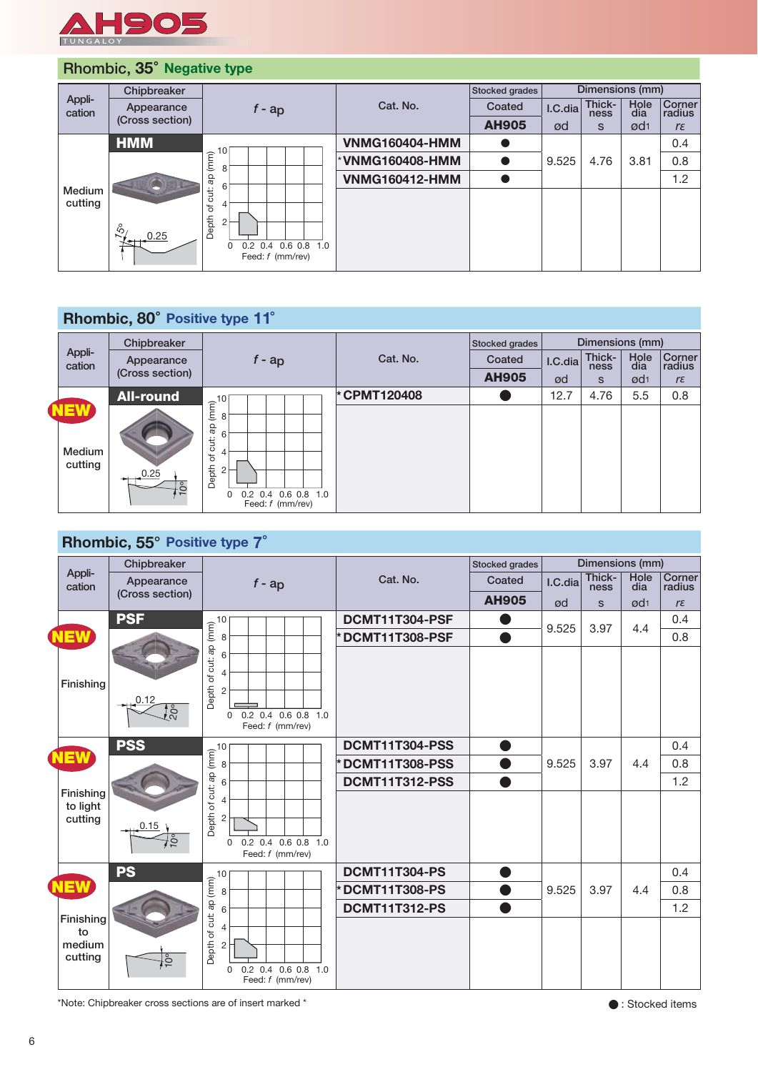# AH905

TUNGALOY

## Rhombic, 35° Negative type

| Application | Chipbreaker Appearance (Cross section) | f - ap | Cat. No. | Stocked grades Coated AH905 | I.C.dia ød | Thickness s | Hole dia ød1 | Corner radius rε |
|---|---|---|---|---|---|---|---|---|
| Medium cutting | HMM (15°, 0.25) | | VNMG160404-HMM | ● | 9.525 | 4.76 | 3.81 | 0.4 |
| | | | *VNMG160408-HMM | ● | | | | 0.8 |
| | | | VNMG160412-HMM | ● | | | | 1.2 |

## Rhombic, 80° Positive type 11°

| Application | Chipbreaker Appearance (Cross section) | f - ap | Cat. No. | Stocked grades Coated AH905 | I.C.dia ød | Thickness s | Hole dia ød1 | Corner radius rε |
|---|---|---|---|---|---|---|---|---|
| NEW Medium cutting | All-round (0.25, 10°) | | *CPMT120408 | ● | 12.7 | 4.76 | 5.5 | 0.8 |

## Rhombic, 55° Positive type 7°

| Application | Chipbreaker Appearance (Cross section) | f - ap | Cat. No. | Stocked grades Coated AH905 | I.C.dia ød | Thickness s | Hole dia ød1 | Corner radius rε |
|---|---|---|---|---|---|---|---|---|
| NEW Finishing | PSF (0.12, 20°) | | DCMT11T304-PSF | ● | 9.525 | 3.97 | 4.4 | 0.4 |
| | | | *DCMT11T308-PSF | ● | | | | 0.8 |
| NEW Finishing to light cutting | PSS (0.15, 10°) | | DCMT11T304-PSS | ● | 9.525 | 3.97 | 4.4 | 0.4 |
| | | | *DCMT11T308-PSS | ● | | | | 0.8 |
| | | | DCMT11T312-PSS | ● | | | | 1.2 |
| NEW Finishing to medium cutting | PS (10°) | | DCMT11T304-PS | ● | 9.525 | 3.97 | 4.4 | 0.4 |
| | | | *DCMT11T308-PS | ● | | | | 0.8 |
| | | | DCMT11T312-PS | ● | | | | 1.2 |

f - ap charts: Depth of cut: ap (mm) 0–10; Feed: f (mm/rev) 0–1.0

*Note: Chipbreaker cross sections are of insert marked *

● : Stocked items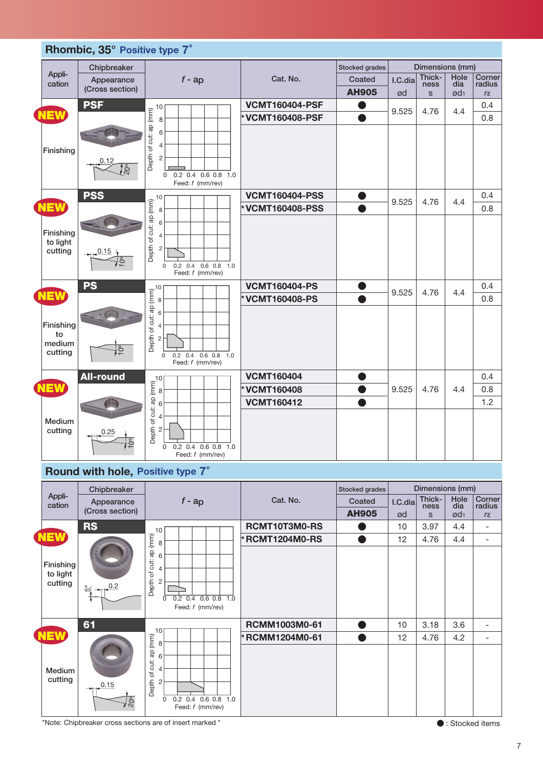## Rhombic, 35° Positive type 7°

| Application | Chipbreaker | Cat. No. | Stocked grades Coated AH905 | I.C.dia ød | Thickness s | Hole dia ød1 | Corner radius rε |
|---|---|---|---|---|---|---|---|
| NEW Finishing | PSF (0.12, 20°) | VCMT160404-PSF | ● | 9.525 | 4.76 | 4.4 | 0.4 |
| | | *VCMT160408-PSF | ● | 9.525 | 4.76 | 4.4 | 0.8 |
| NEW Finishing to light cutting | PSS (0.15, 10°) | VCMT160404-PSS | ● | 9.525 | 4.76 | 4.4 | 0.4 |
| | | *VCMT160408-PSS | ● | 9.525 | 4.76 | 4.4 | 0.8 |
| NEW Finishing to medium cutting | PS (10°) | VCMT160404-PS | ● | 9.525 | 4.76 | 4.4 | 0.4 |
| | | *VCMT160408-PS | ● | 9.525 | 4.76 | 4.4 | 0.8 |
| NEW Medium cutting | All-round (0.25, 10°) | VCMT160404 | ● | 9.525 | 4.76 | 4.4 | 0.4 |
| | | *VCMT160408 | ● | 9.525 | 4.76 | 4.4 | 0.8 |
| | | VCMT160412 | ● | 9.525 | 4.76 | 4.4 | 1.2 |

## Round with hole, Positive type 7°

| Application | Chipbreaker | Cat. No. | Stocked grades Coated AH905 | I.C.dia ød | Thickness s | Hole dia ød1 | Corner radius rε |
|---|---|---|---|---|---|---|---|
| NEW Finishing to light cutting | RS (5°, 0.2) | RCMT10T3M0-RS | ● | 10 | 3.97 | 4.4 | - |
| | | *RCMT1204M0-RS | ● | 12 | 4.76 | 4.4 | - |
| NEW Medium cutting | 61 (0.15, 20°) | RCMM1003M0-61 | ● | 10 | 3.18 | 3.6 | - |
| | | *RCMM1204M0-61 | ● | 12 | 4.76 | 4.2 | - |

*f* - ap charts: Depth of cut: ap (mm) 0–10 vs. Feed: *f* (mm/rev) 0–1.0

*Note: Chipbreaker cross sections are of insert marked *

● : Stocked items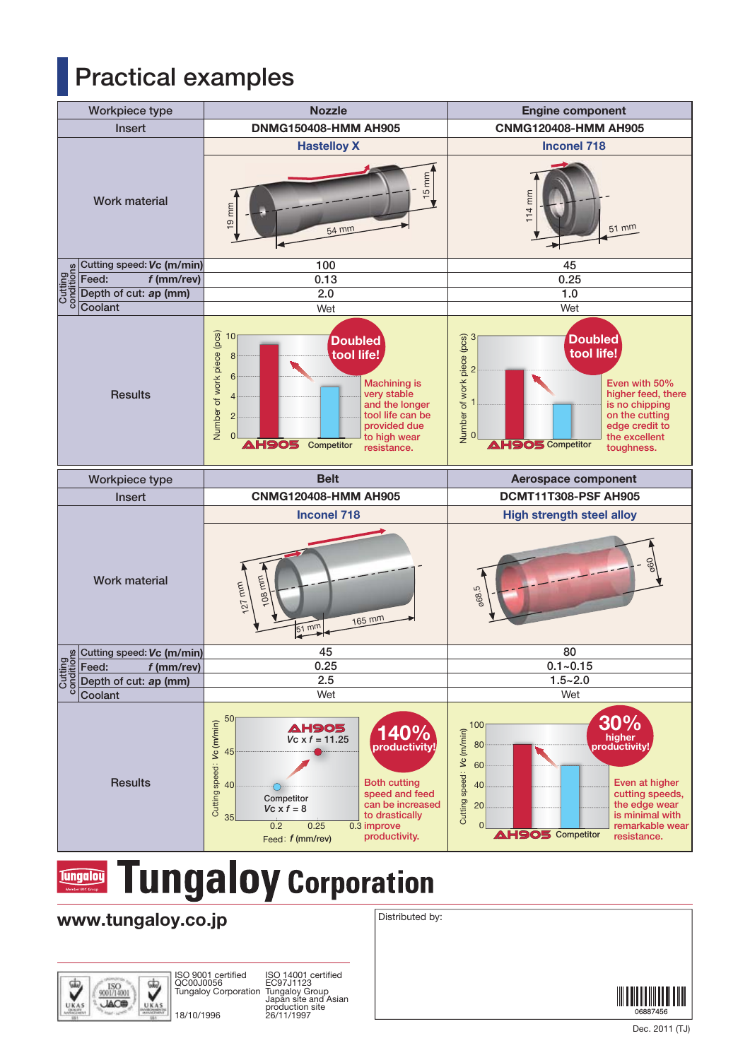# Practical examples

| Workpiece type | Nozzle | Engine component |
|---|---|---|
| Insert | DNMG150408-HMM AH905 | CNMG120408-HMM AH905 |
| Work material | Hastelloy X | Inconel 718 |
| | 19 mm, 54 mm, 15 mm | 114 mm, 51 mm |
| Cutting conditions: Cutting speed: *Vc* (m/min) | 100 | 45 |
| Feed: *f* (mm/rev) | 0.13 | 0.25 |
| Depth of cut: *ap* (mm) | 2.0 | 1.0 |
| Coolant | Wet | Wet |
| Results | Doubled tool life! Machining is very stable and the longer tool life can be provided due to high wear resistance. | Doubled tool life! Even with 50% higher feed, there is no chipping on the cutting edge credit to the excellent toughness. |

Nozzle results chart:
Number of work piece (pcs)
10
8
6
4
2
0
AH905
Competitor

Engine component results chart:
Number of work piece (pcs)
3
2
1
0
AH905
Competitor

| Workpiece type | Belt | Aerospace component |
|---|---|---|
| Insert | CNMG120408-HMM AH905 | DCMT11T308-PSF AH905 |
| Work material | Inconel 718 | High strength steel alloy |
| | 127 mm, 108 mm, 51 mm, 165 mm | ø68.5, ø60 |
| Cutting conditions: Cutting speed: *Vc* (m/min) | 45 | 80 |
| Feed: *f* (mm/rev) | 0.25 | 0.1~0.15 |
| Depth of cut: *ap* (mm) | 2.5 | 1.5~2.0 |
| Coolant | Wet | Wet |
| Results | 140% productivity! Both cutting speed and feed can be increased to drastically improve productivity. | 30% higher productivity! Even at higher cutting speeds, the edge wear is minimal with remarkable wear resistance. |

Belt results chart:
Cutting speed: *Vc* (m/min)
50
45
40
35
AH905
*Vc* x *f* = 11.25
Competitor
*Vc* x *f* = 8
0.2
0.25
0.3
Feed: *f* (mm/rev)

Aerospace component results chart:
Cutting speed: *Vc* (m/min)
100
80
60
40
20
0
AH905
Competitor

**Tungaloy Corporation**

**www.tungaloy.co.jp**

Distributed by:

ISO 9001 certified
QC00J0056
Tungaloy Corporation
18/10/1996

ISO 14001 certified
EC97J1123
Tungaloy Group
Japan site and Asian production site
26/11/1997

06887456

Dec. 2011 (TJ)